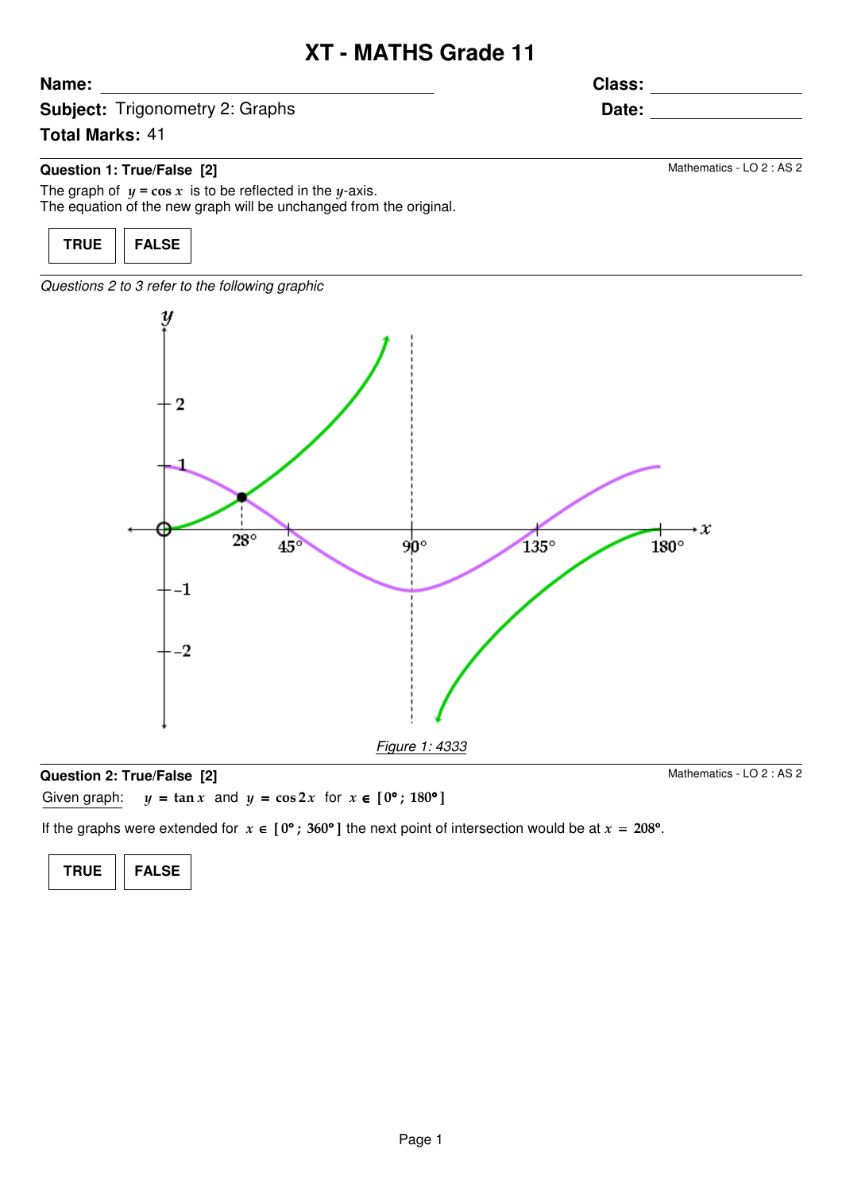# XT - MATHS Grade 11

**Name:** ____________________ **Class:** ____________

**Subject:** Trigonometry 2: Graphs **Date:** ____________

**Total Marks:** 41

**Question 1: True/False [2]**

Mathematics - LO 2 : AS 2

The graph of $y = \cos x$ is to be reflected in the $y$-axis.
The equation of the new graph will be unchanged from the original.

| TRUE | FALSE |
|---|---|

*Questions 2 to 3 refer to the following graphic*

*Figure 1: 4333*

**Question 2: True/False [2]**

Mathematics - LO 2 : AS 2

Given graph: $y = \tan x$ and $y = \cos 2x$ for $x \in [0° ; 180°]$

If the graphs were extended for $x \in [0° ; 360°]$ the next point of intersection would be at $x = 208°$.

| TRUE | FALSE |
|---|---|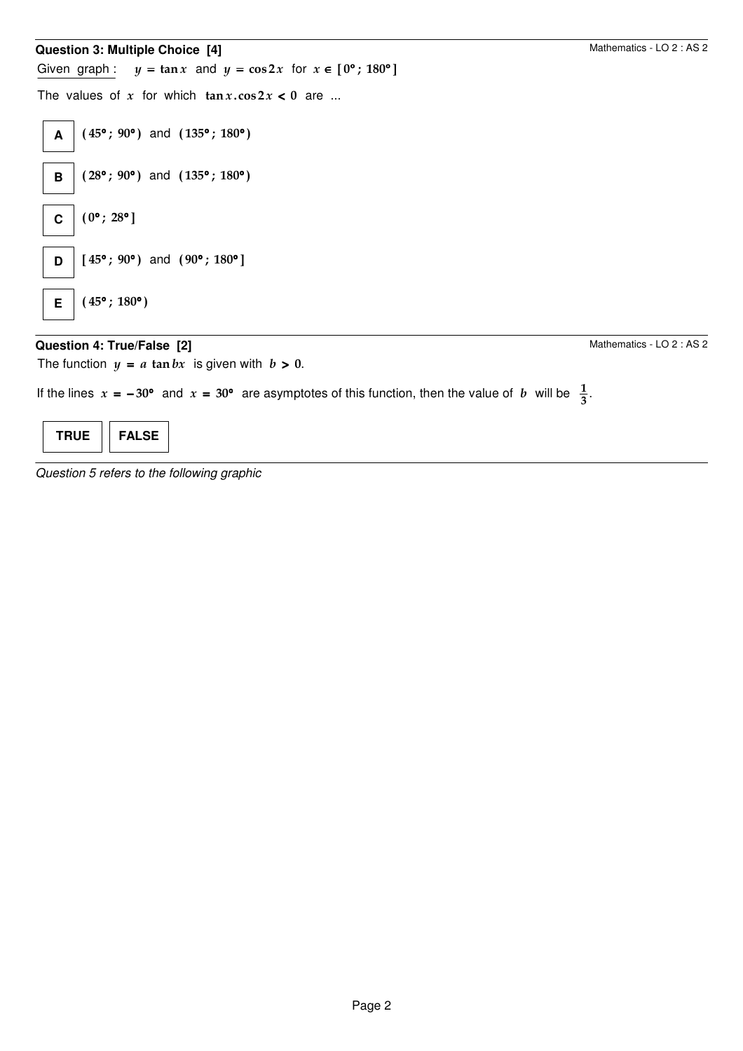### Question 3: Multiple Choice [4]

Mathematics - LO 2 : AS 2

Given graph : $y = \tan x$ and $y = \cos 2x$ for $x \in [0°; 180°]$

The values of $x$ for which $\tan x . \cos 2x < 0$ are ...

**A** $(45°; 90°)$ and $(135°; 180°)$

**B** $(28°; 90°)$ and $(135°; 180°)$

**C** $(0°; 28°]$

**D** $[45°; 90°)$ and $(90°; 180°]$

**E** $(45°; 180°)$

### Question 4: True/False [2]

Mathematics - LO 2 : AS 2

The function $y = a \tan bx$ is given with $b > 0$.

If the lines $x = -30°$ and $x = 30°$ are asymptotes of this function, then the value of $b$ will be $\frac{1}{3}$.

**TRUE** | **FALSE**

*Question 5 refers to the following graphic*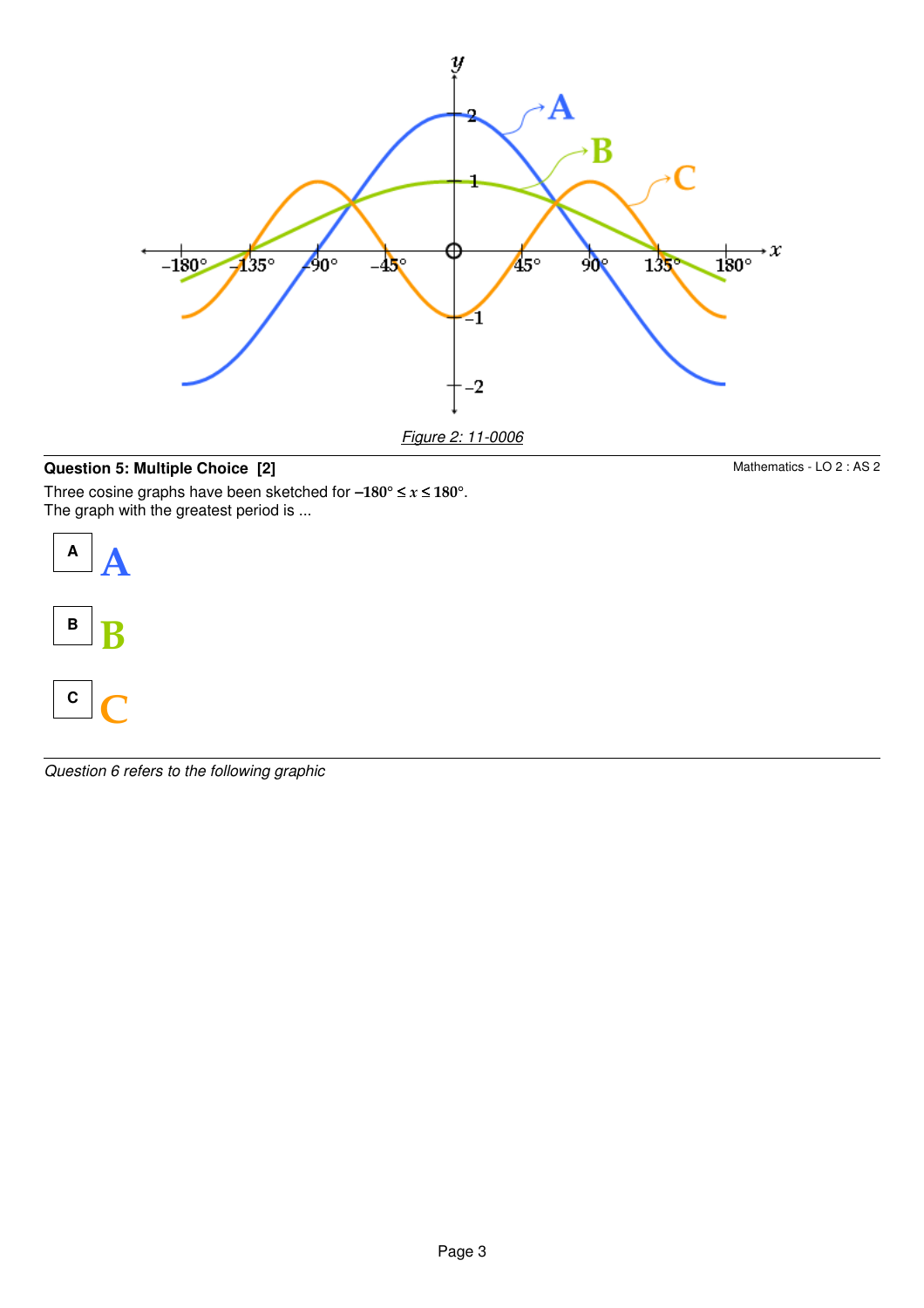*Figure 2: 11-0006*

**Question 5: Multiple Choice [2]**

Mathematics - LO 2 : AS 2

Three cosine graphs have been sketched for $-180° \leq x \leq 180°$.
The graph with the greatest period is ...

- **A** A
- **B** B
- **C** C

*Question 6 refers to the following graphic*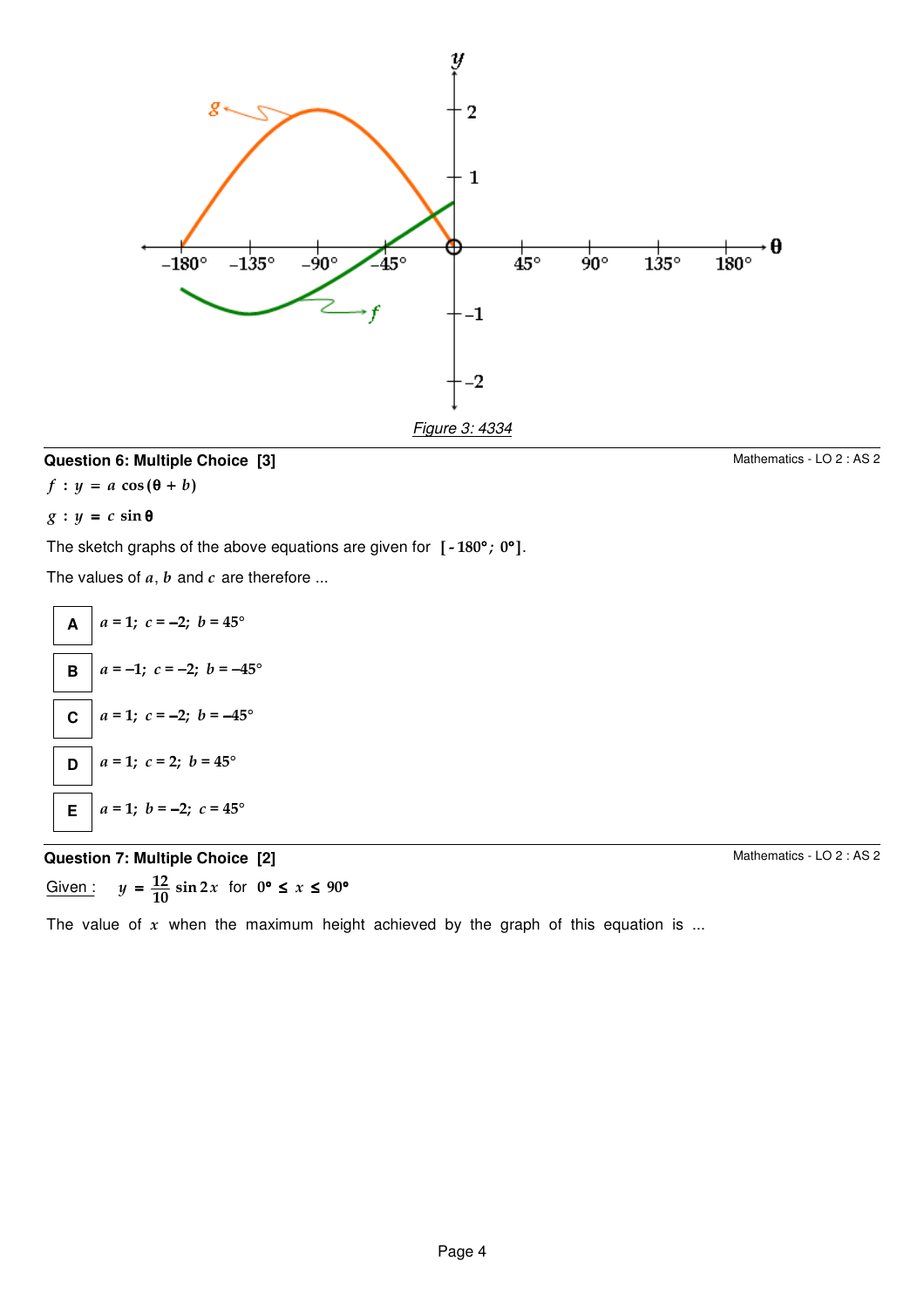Figure 3: 4334

### Question 6: Multiple Choice [3]

Mathematics - LO 2 : AS 2

$f : y = a\cos(\theta + b)$

$g : y = c\sin\theta$

The sketch graphs of the above equations are given for $[-180°; 0°]$.

The values of $a$, $b$ and $c$ are therefore ...

| | |
|---|---|
| **A** | $a = 1;\ c = -2;\ b = 45°$ |
| **B** | $a = -1;\ c = -2;\ b = -45°$ |
| **C** | $a = 1;\ c = -2;\ b = -45°$ |
| **D** | $a = 1;\ c = 2;\ b = 45°$ |
| **E** | $a = 1;\ b = -2;\ c = 45°$ |

### Question 7: Multiple Choice [2]

Mathematics - LO 2 : AS 2

Given : $y = \frac{12}{10}\sin 2x$ for $0° \leq x \leq 90°$

The value of $x$ when the maximum height achieved by the graph of this equation is ...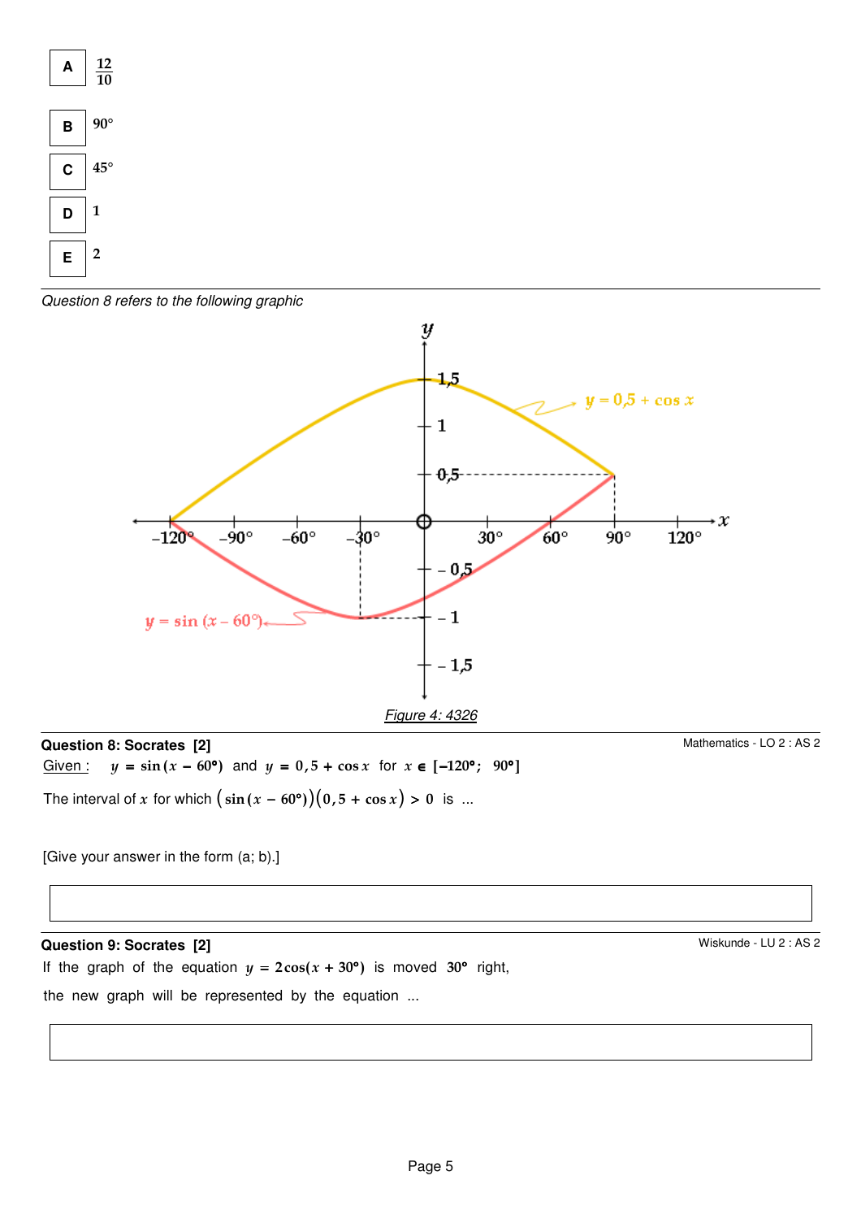| | |
|---|---|
| **A** | $\frac{12}{10}$ |
| **B** | $90°$ |
| **C** | $45°$ |
| **D** | $1$ |
| **E** | $2$ |

---

*Question 8 refers to the following graphic*

*Figure 4: 4326*

---

**Question 8: Socrates [2]**

Mathematics - LO 2 : AS 2

Given : $y = \sin(x - 60°)$ and $y = 0,5 + \cos x$ for $x \in [-120°;\ 90°]$

The interval of $x$ for which $\left(\sin(x - 60°)\right)\left(0,5 + \cos x\right) > 0$ is ...

[Give your answer in the form (a; b).]

| |
|---|
| |

---

**Question 9: Socrates [2]**

Wiskunde - LU 2 : AS 2

If the graph of the equation $y = 2\cos(x + 30°)$ is moved $30°$ right,

the new graph will be represented by the equation ...

| |
|---|
| |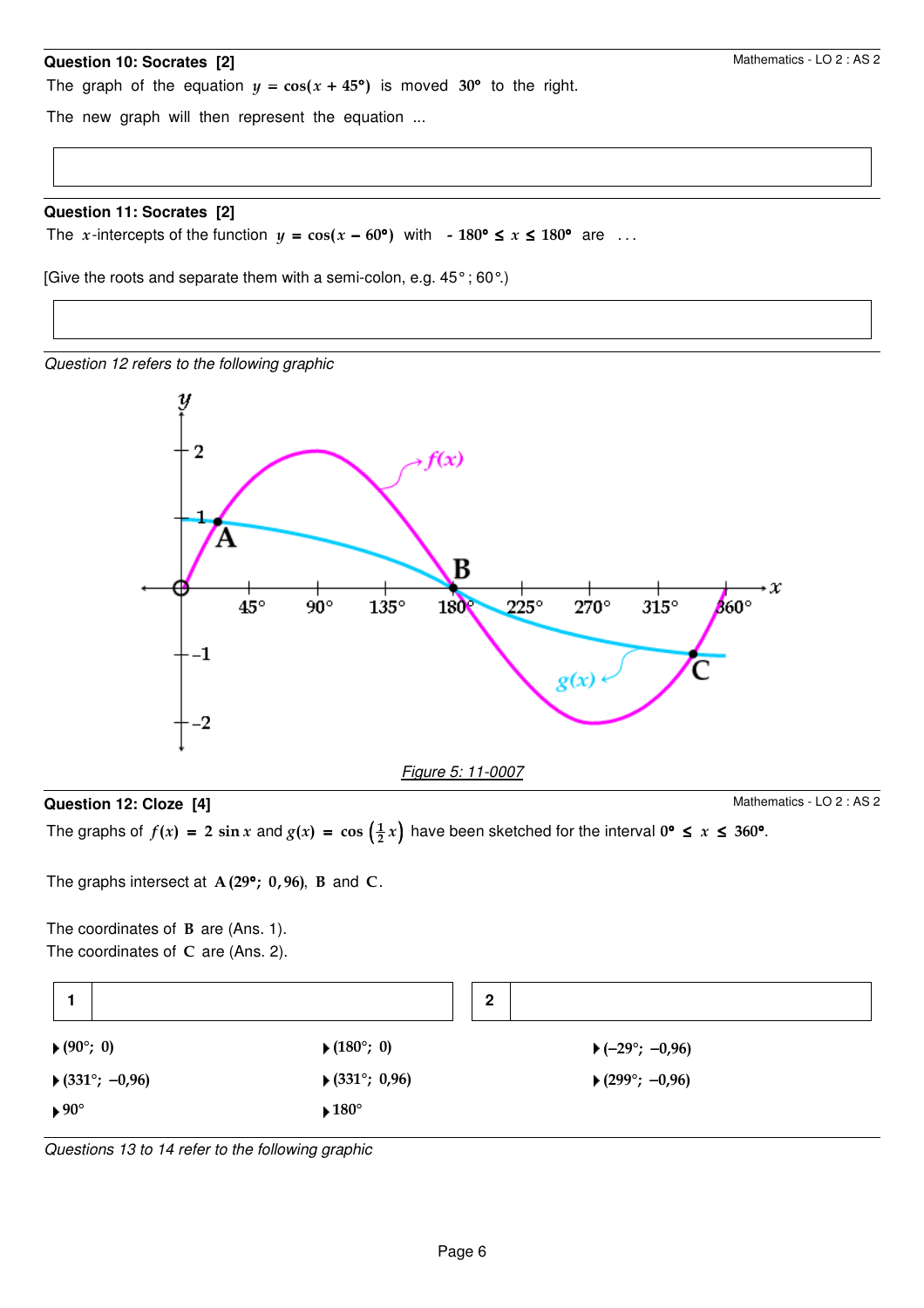**Question 10: Socrates [2]**

The graph of the equation $y = \cos(x + 45°)$ is moved $30°$ to the right.

The new graph will then represent the equation ...

| |
|---|
| |

**Question 11: Socrates [2]**

The $x$-intercepts of the function $y = \cos(x - 60°)$ with $-180° \leq x \leq 180°$ are ...

[Give the roots and separate them with a semi-colon, e.g. 45° ; 60°.)

| |
|---|
| |

*Question 12 refers to the following graphic*

*Figure 5: 11-0007*

**Question 12: Cloze [4]**

The graphs of $f(x) = 2 \sin x$ and $g(x) = \cos\left(\frac{1}{2}x\right)$ have been sketched for the interval $0° \leq x \leq 360°$.

The graphs intersect at $\mathbf{A}\,(29°;\ 0{,}96)$, $\mathbf{B}$ and $\mathbf{C}$.

The coordinates of $\mathbf{B}$ are (Ans. 1).
The coordinates of $\mathbf{C}$ are (Ans. 2).

| 1 | | 2 | |
|---|---|---|---|

- $(90°;\ 0)$
- $(180°;\ 0)$
- $(-29°;\ -0{,}96)$
- $(331°;\ -0{,}96)$
- $(331°;\ 0{,}96)$
- $(299°;\ -0{,}96)$
- $90°$
- $180°$

*Questions 13 to 14 refer to the following graphic*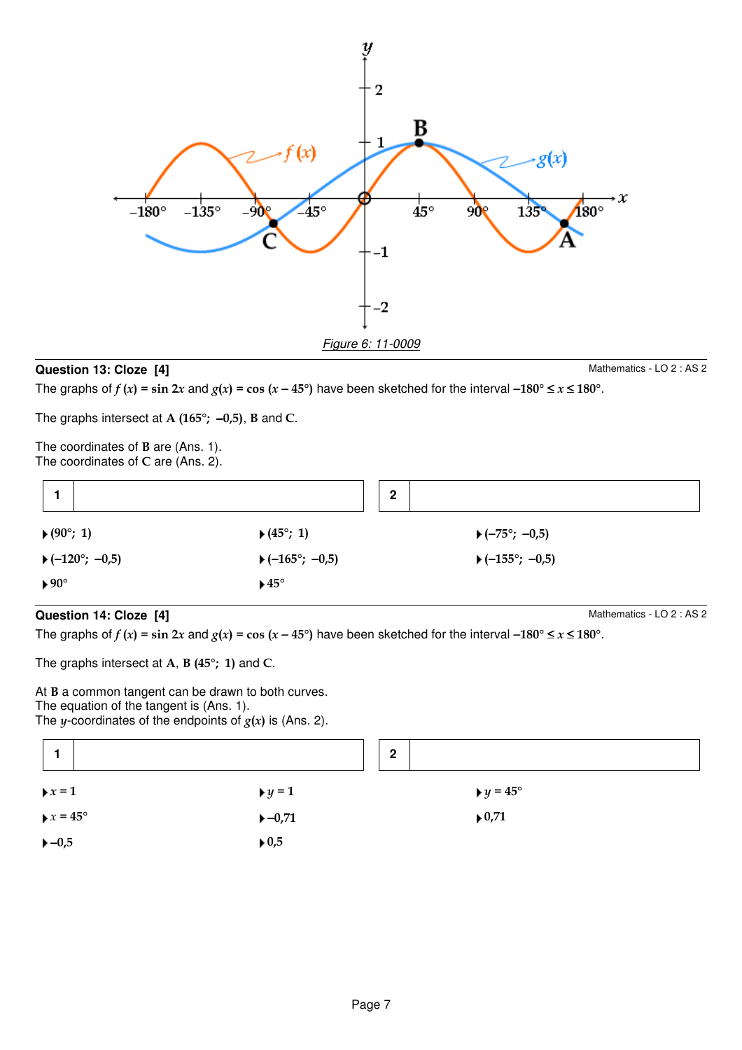Figure 6: 11-0009

**Question 13: Cloze [4]**

Mathematics - LO 2 : AS 2

The graphs of $f(x) = \sin 2x$ and $g(x) = \cos(x - 45°)$ have been sketched for the interval $-180° \leq x \leq 180°$.

The graphs intersect at **A** $(165°;\ -0{,}5)$, **B** and **C**.

The coordinates of **B** are (Ans. 1).
The coordinates of **C** are (Ans. 2).

| 1 | | 2 | |
|---|---|---|---|

- $(90°;\ 1)$
- $(45°;\ 1)$
- $(-75°;\ -0{,}5)$
- $(-120°;\ -0{,}5)$
- $(-165°;\ -0{,}5)$
- $(-155°;\ -0{,}5)$
- $90°$
- $45°$

**Question 14: Cloze [4]**

Mathematics - LO 2 : AS 2

The graphs of $f(x) = \sin 2x$ and $g(x) = \cos(x - 45°)$ have been sketched for the interval $-180° \leq x \leq 180°$.

The graphs intersect at **A**, **B** $(45°;\ 1)$ and **C**.

At **B** a common tangent can be drawn to both curves.
The equation of the tangent is (Ans. 1).
The $y$-coordinates of the endpoints of $g(x)$ is (Ans. 2).

| 1 | | 2 | |
|---|---|---|---|

- $x = 1$
- $y = 1$
- $y = 45°$
- $x = 45°$
- $-0{,}71$
- $0{,}71$
- $-0{,}5$
- $0{,}5$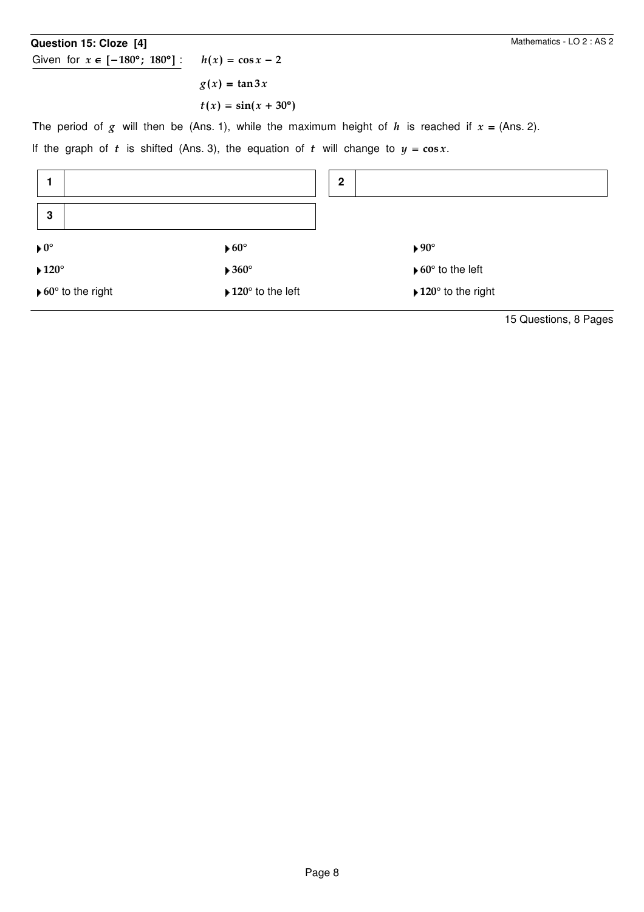**Question 15: Cloze [4]**

Given for $x \in [-180°;\ 180°]$ : $h(x) = \cos x - 2$

$g(x) = \tan 3x$

$t(x) = \sin(x + 30°)$

The period of $g$ will then be (Ans. 1), while the maximum height of $h$ is reached if $x =$ (Ans. 2).

If the graph of $t$ is shifted (Ans. 3), the equation of $t$ will change to $y = \cos x$.

| | | | |
|---|---|---|---|
| 1 | | 2 | |
| 3 | | | |

- $0°$
- $60°$
- $90°$
- $120°$
- $360°$
- $60°$ to the left
- $60°$ to the right
- $120°$ to the left
- $120°$ to the right

15 Questions, 8 Pages